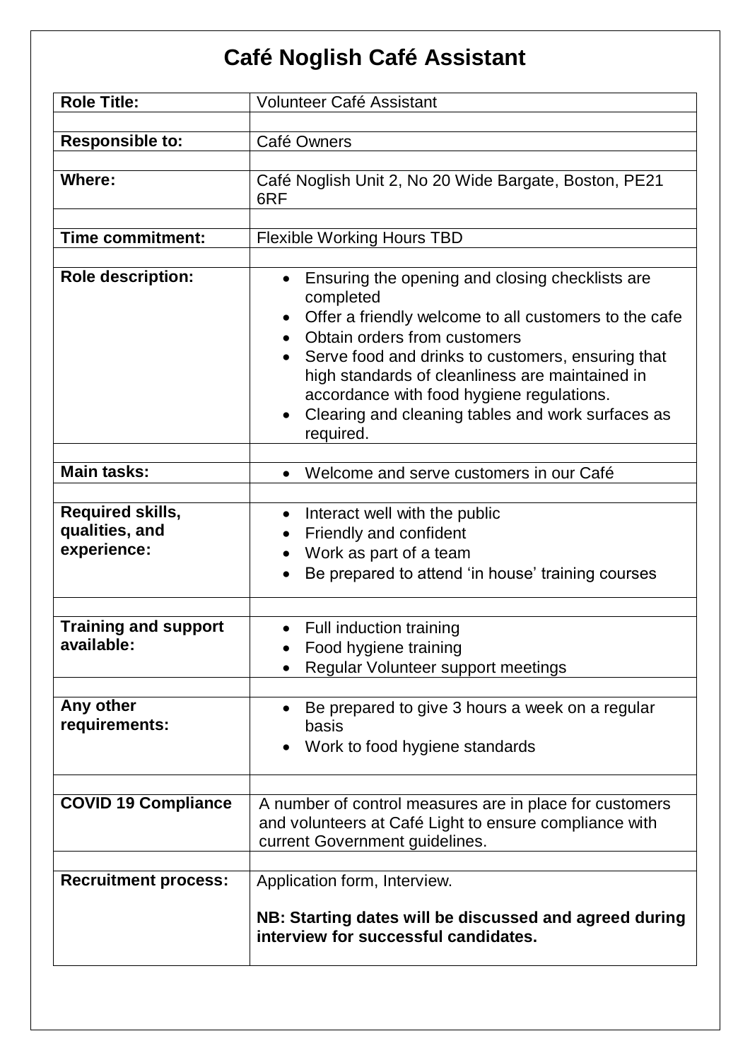# Café Noglish Café Assistant

| Role Title: | Volunteer Café Assistant |
|---|---|
| **Responsible to:** | Café Owners |
| **Where:** | Café Noglish Unit 2, No 20 Wide Bargate, Boston, PE21 6RF |
| **Time commitment:** | Flexible Working Hours TBD |
| **Role description:** | • Ensuring the opening and closing checklists are completed<br>• Offer a friendly welcome to all customers to the cafe<br>• Obtain orders from customers<br>• Serve food and drinks to customers, ensuring that high standards of cleanliness are maintained in accordance with food hygiene regulations.<br>• Clearing and cleaning tables and work surfaces as required. |
| **Main tasks:** | • Welcome and serve customers in our Café |
| **Required skills, qualities, and experience:** | • Interact well with the public<br>• Friendly and confident<br>• Work as part of a team<br>• Be prepared to attend 'in house' training courses |
| **Training and support available:** | • Full induction training<br>• Food hygiene training<br>• Regular Volunteer support meetings |
| **Any other requirements:** | • Be prepared to give 3 hours a week on a regular basis<br>• Work to food hygiene standards |
| **COVID 19 Compliance** | A number of control measures are in place for customers and volunteers at Café Light to ensure compliance with current Government guidelines. |
| **Recruitment process:** | Application form, Interview.<br><br>**NB: Starting dates will be discussed and agreed during interview for successful candidates.** |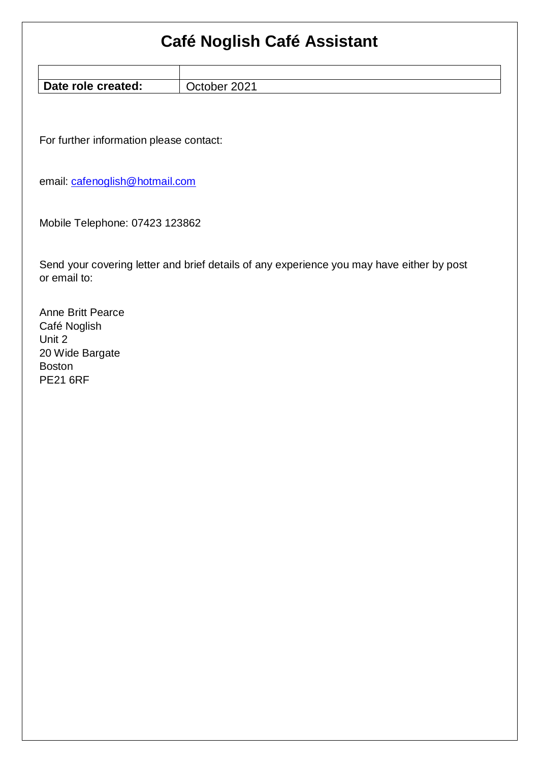# Café Noglish Café Assistant

| | |
|---|---|
| **Date role created:** | October 2021 |

For further information please contact:

email: cafenoglish@hotmail.com

Mobile Telephone: 07423 123862

Send your covering letter and brief details of any experience you may have either by post or email to:

Anne Britt Pearce
Café Noglish
Unit 2
20 Wide Bargate
Boston
PE21 6RF